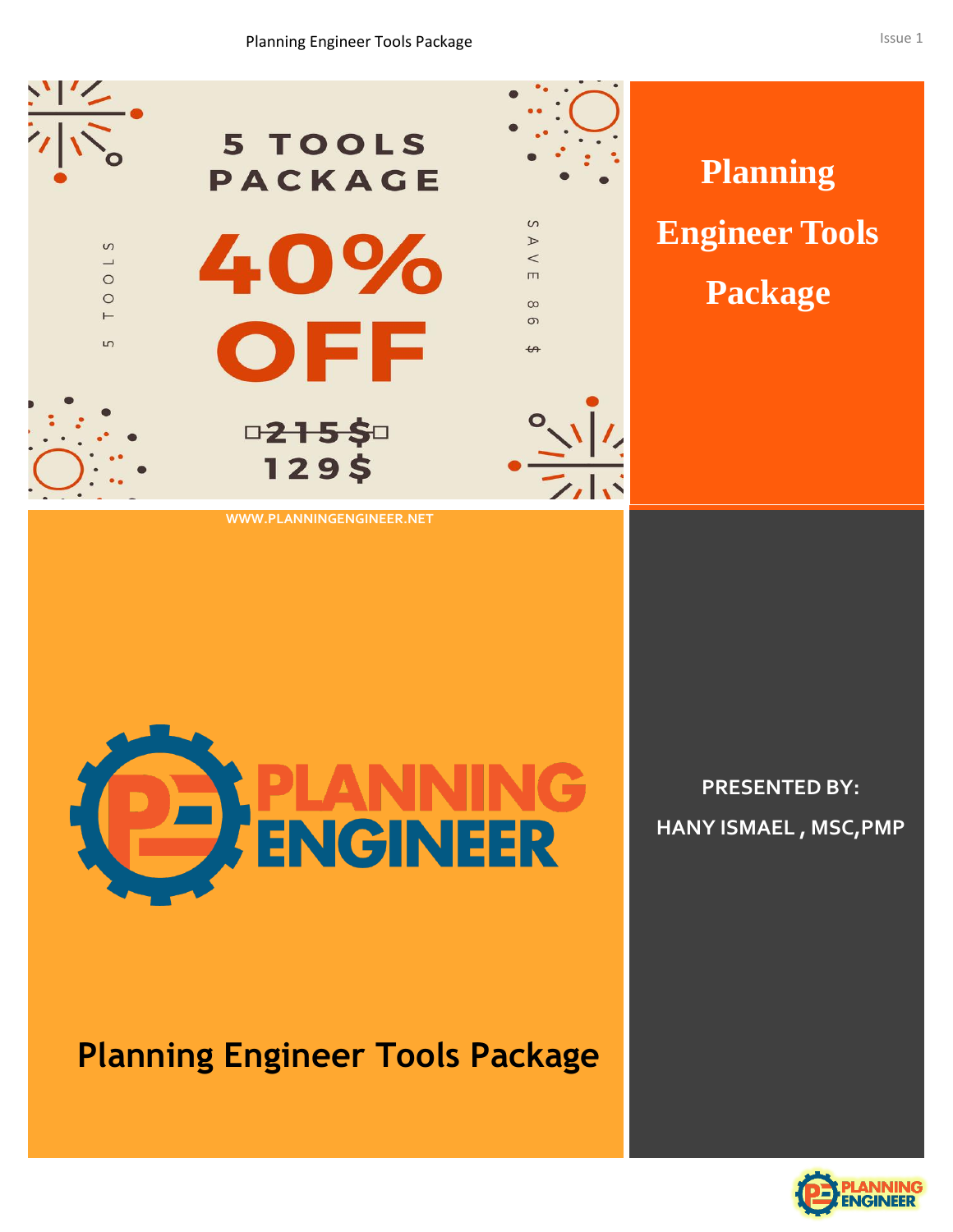# Planning Engineer Tools Package

5 TOOLS PACKAGE

40% OFF

~~215$~~
129$

5 TOOLS

SAVE 86 $

WWW.PLANNINGENGINEER.NET

PLANNING ENGINEER

## Planning Engineer Tools Package

**PRESENTED BY:**

**HANY ISMAEL , MSC,PMP**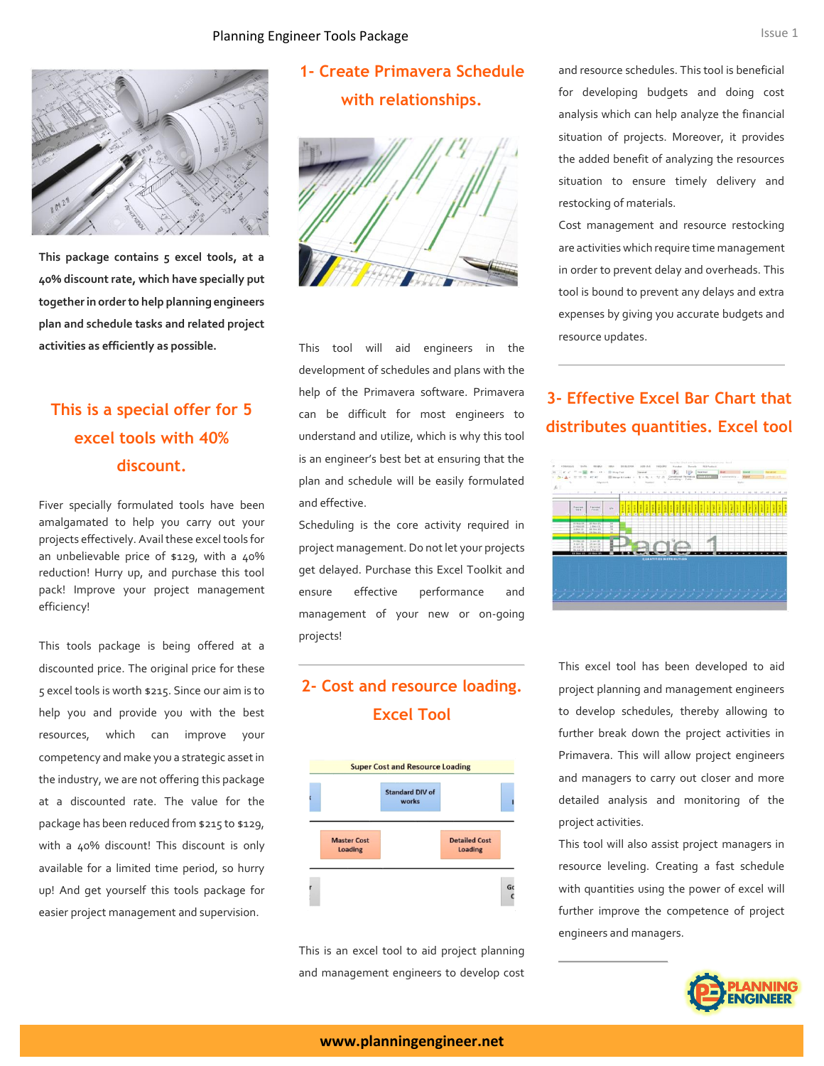**This package contains 5 excel tools, at a 40% discount rate, which have specially put together in order to help planning engineers plan and schedule tasks and related project activities as efficiently as possible.**

## This is a special offer for 5 excel tools with 40% discount.

Fiver specially formulated tools have been amalgamated to help you carry out your projects effectively. Avail these excel tools for an unbelievable price of $129, with a 40% reduction! Hurry up, and purchase this tool pack! Improve your project management efficiency!

This tools package is being offered at a discounted price. The original price for these 5 excel tools is worth $215. Since our aim is to help you and provide you with the best resources, which can improve your competency and make you a strategic asset in the industry, we are not offering this package at a discounted rate. The value for the package has been reduced from $215 to $129, with a 40% discount! This discount is only available for a limited time period, so hurry up! And get yourself this tools package for easier project management and supervision.

## 1- Create Primavera Schedule with relationships.

This tool will aid engineers in the development of schedules and plans with the help of the Primavera software. Primavera can be difficult for most engineers to understand and utilize, which is why this tool is an engineer's best bet at ensuring that the plan and schedule will be easily formulated and effective.

Scheduling is the core activity required in project management. Do not let your projects get delayed. Purchase this Excel Toolkit and ensure effective performance and management of your new or on-going projects!

## 2- Cost and resource loading. Excel Tool

Super Cost and Resource Loading

Standard DIV of works

Master Cost Loading

Detailed Cost Loading

This is an excel tool to aid project planning and management engineers to develop cost and resource schedules. This tool is beneficial for developing budgets and doing cost analysis which can help analyze the financial situation of projects. Moreover, it provides the added benefit of analyzing the resources situation to ensure timely delivery and restocking of materials.

Cost management and resource restocking are activities which require time management in order to prevent delay and overheads. This tool is bound to prevent any delays and extra expenses by giving you accurate budgets and resource updates.

## 3- Effective Excel Bar Chart that distributes quantities. Excel tool

This excel tool has been developed to aid project planning and management engineers to develop schedules, thereby allowing to further break down the project activities in Primavera. This will allow project engineers and managers to carry out closer and more detailed analysis and monitoring of the project activities.

This tool will also assist project managers in resource leveling. Creating a fast schedule with quantities using the power of excel will further improve the competence of project engineers and managers.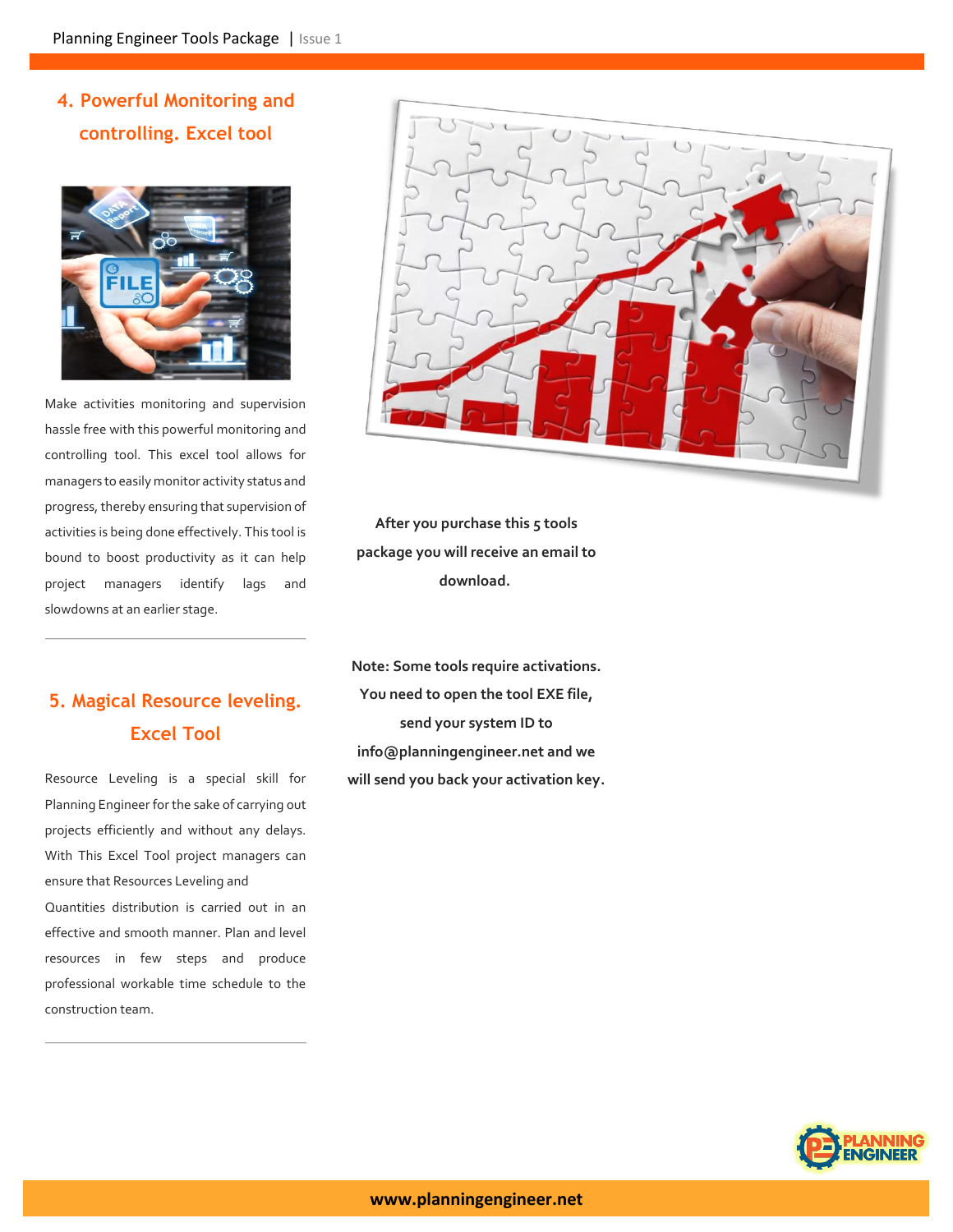## 4. Powerful Monitoring and controlling. Excel tool

Make activities monitoring and supervision hassle free with this powerful monitoring and controlling tool. This excel tool allows for managers to easily monitor activity status and progress, thereby ensuring that supervision of activities is being done effectively. This tool is bound to boost productivity as it can help project managers identify lags and slowdowns at an earlier stage.

---

## 5. Magical Resource leveling. Excel Tool

Resource Leveling is a special skill for Planning Engineer for the sake of carrying out projects efficiently and without any delays. With This Excel Tool project managers can ensure that Resources Leveling and Quantities distribution is carried out in an effective and smooth manner. Plan and level resources in few steps and produce professional workable time schedule to the construction team.

---

**After you purchase this 5 tools package you will receive an email to download.**

**Note: Some tools require activations. You need to open the tool EXE file, send your system ID to info@planningengineer.net and we will send you back your activation key.**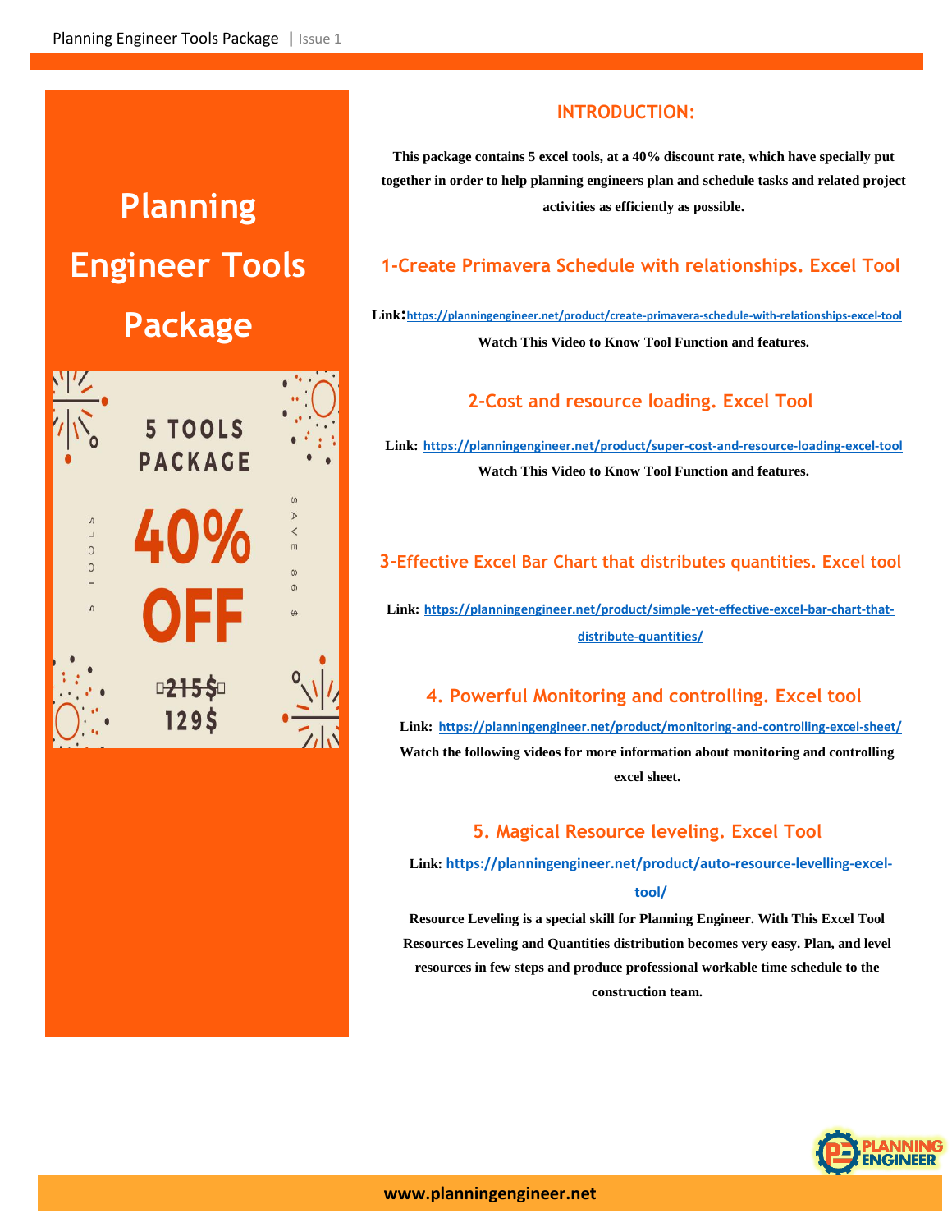# Planning Engineer Tools Package

5 TOOLS PACKAGE

40% OFF

~~215$~~ 129$

5 TOOLS

SAVE 86 $

## INTRODUCTION:

**This package contains 5 excel tools, at a 40% discount rate, which have specially put together in order to help planning engineers plan and schedule tasks and related project activities as efficiently as possible.**

## 1-Create Primavera Schedule with relationships. Excel Tool

**Link:** https://planningengineer.net/product/create-primavera-schedule-with-relationships-excel-tool

**Watch This Video to Know Tool Function and features.**

## 2-Cost and resource loading. Excel Tool

**Link:** https://planningengineer.net/product/super-cost-and-resource-loading-excel-tool

**Watch This Video to Know Tool Function and features.**

## 3-Effective Excel Bar Chart that distributes quantities. Excel tool

**Link:** https://planningengineer.net/product/simple-yet-effective-excel-bar-chart-that-distribute-quantities/

## 4. Powerful Monitoring and controlling. Excel tool

**Link:** https://planningengineer.net/product/monitoring-and-controlling-excel-sheet/

**Watch the following videos for more information about monitoring and controlling excel sheet.**

## 5. Magical Resource leveling. Excel Tool

**Link:** https://planningengineer.net/product/auto-resource-levelling-excel-tool/

**Resource Leveling is a special skill for Planning Engineer. With This Excel Tool Resources Leveling and Quantities distribution becomes very easy. Plan, and level resources in few steps and produce professional workable time schedule to the construction team.**